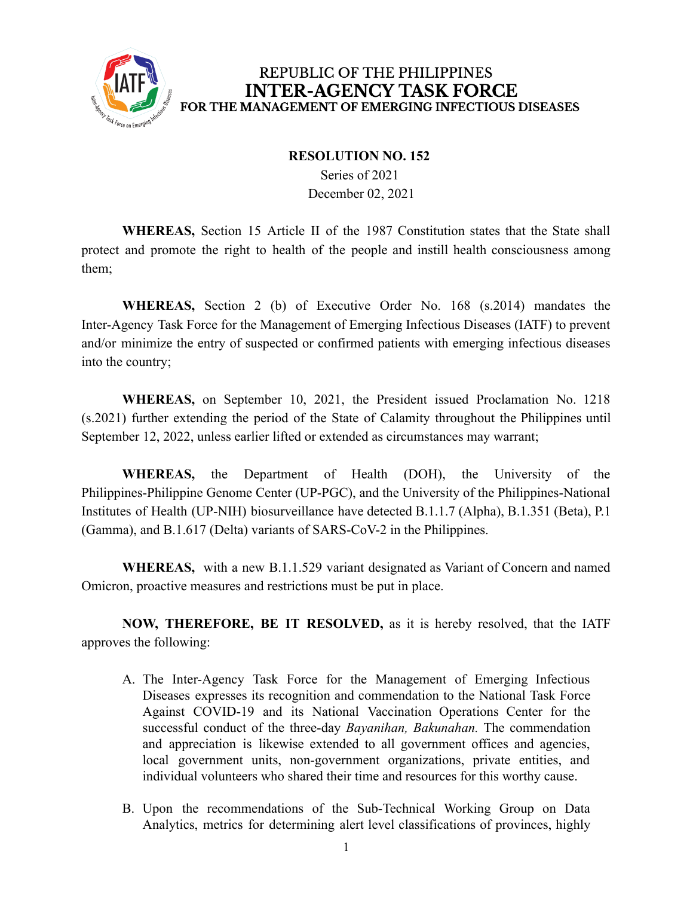# REPUBLIC OF THE PHILIPPINES
# INTER-AGENCY TASK FORCE
## FOR THE MANAGEMENT OF EMERGING INFECTIOUS DISEASES

**RESOLUTION NO. 152**
Series of 2021
December 02, 2021

**WHEREAS,** Section 15 Article II of the 1987 Constitution states that the State shall protect and promote the right to health of the people and instill health consciousness among them;

**WHEREAS,** Section 2 (b) of Executive Order No. 168 (s.2014) mandates the Inter-Agency Task Force for the Management of Emerging Infectious Diseases (IATF) to prevent and/or minimize the entry of suspected or confirmed patients with emerging infectious diseases into the country;

**WHEREAS,** on September 10, 2021, the President issued Proclamation No. 1218 (s.2021) further extending the period of the State of Calamity throughout the Philippines until September 12, 2022, unless earlier lifted or extended as circumstances may warrant;

**WHEREAS,** the Department of Health (DOH), the University of the Philippines-Philippine Genome Center (UP-PGC), and the University of the Philippines-National Institutes of Health (UP-NIH) biosurveillance have detected B.1.1.7 (Alpha), B.1.351 (Beta), P.1 (Gamma), and B.1.617 (Delta) variants of SARS-CoV-2 in the Philippines.

**WHEREAS,** with a new B.1.1.529 variant designated as Variant of Concern and named Omicron, proactive measures and restrictions must be put in place.

**NOW, THEREFORE, BE IT RESOLVED,** as it is hereby resolved, that the IATF approves the following:

A. The Inter-Agency Task Force for the Management of Emerging Infectious Diseases expresses its recognition and commendation to the National Task Force Against COVID-19 and its National Vaccination Operations Center for the successful conduct of the three-day *Bayanihan, Bakunahan.* The commendation and appreciation is likewise extended to all government offices and agencies, local government units, non-government organizations, private entities, and individual volunteers who shared their time and resources for this worthy cause.

B. Upon the recommendations of the Sub-Technical Working Group on Data Analytics, metrics for determining alert level classifications of provinces, highly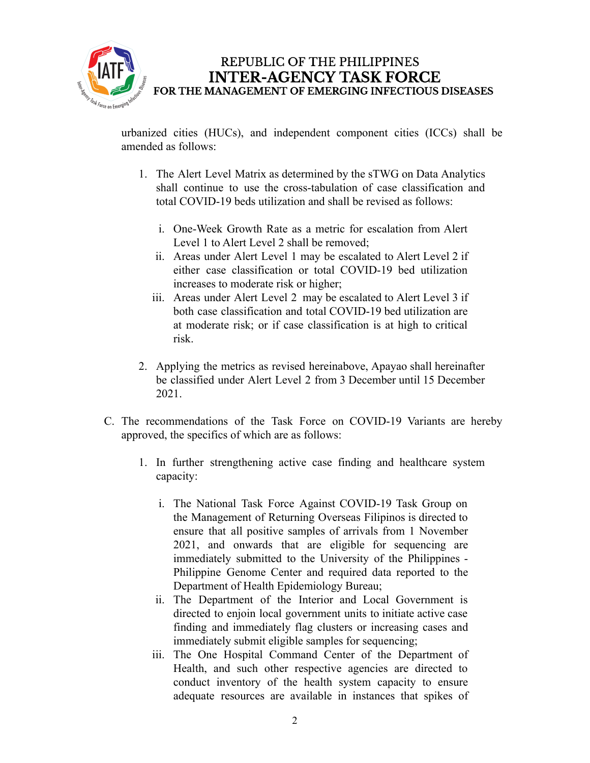urbanized cities (HUCs), and independent component cities (ICCs) shall be amended as follows:

1. The Alert Level Matrix as determined by the sTWG on Data Analytics shall continue to use the cross-tabulation of case classification and total COVID-19 beds utilization and shall be revised as follows:

   i. One-Week Growth Rate as a metric for escalation from Alert Level 1 to Alert Level 2 shall be removed;
   
   ii. Areas under Alert Level 1 may be escalated to Alert Level 2 if either case classification or total COVID-19 bed utilization increases to moderate risk or higher;
   
   iii. Areas under Alert Level 2 may be escalated to Alert Level 3 if both case classification and total COVID-19 bed utilization are at moderate risk; or if case classification is at high to critical risk.

2. Applying the metrics as revised hereinabove, Apayao shall hereinafter be classified under Alert Level 2 from 3 December until 15 December 2021.

C. The recommendations of the Task Force on COVID-19 Variants are hereby approved, the specifics of which are as follows:

1. In further strengthening active case finding and healthcare system capacity:

   i. The National Task Force Against COVID-19 Task Group on the Management of Returning Overseas Filipinos is directed to ensure that all positive samples of arrivals from 1 November 2021, and onwards that are eligible for sequencing are immediately submitted to the University of the Philippines - Philippine Genome Center and required data reported to the Department of Health Epidemiology Bureau;
   
   ii. The Department of the Interior and Local Government is directed to enjoin local government units to initiate active case finding and immediately flag clusters or increasing cases and immediately submit eligible samples for sequencing;
   
   iii. The One Hospital Command Center of the Department of Health, and such other respective agencies are directed to conduct inventory of the health system capacity to ensure adequate resources are available in instances that spikes of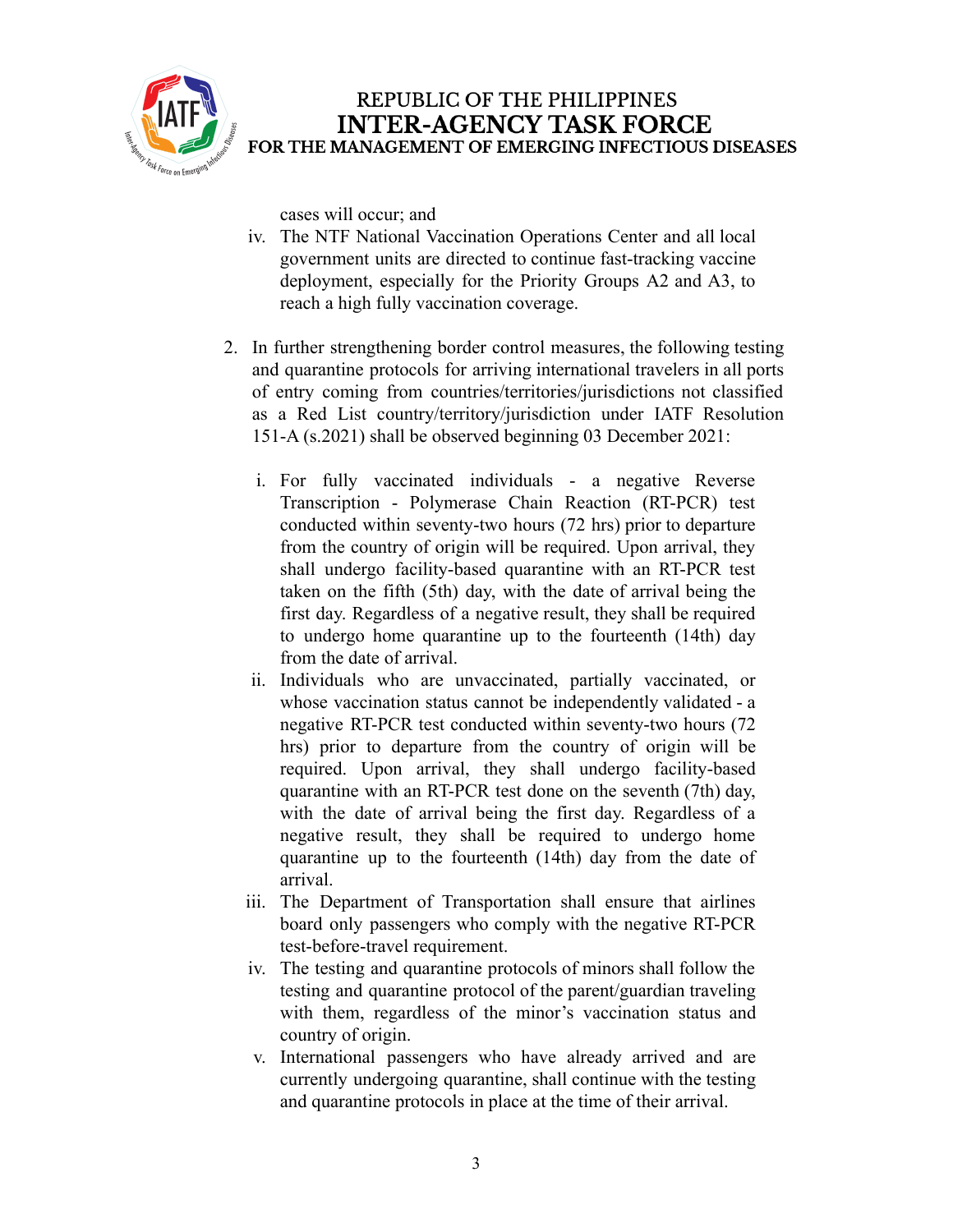cases will occur; and

iv. The NTF National Vaccination Operations Center and all local government units are directed to continue fast-tracking vaccine deployment, especially for the Priority Groups A2 and A3, to reach a high fully vaccination coverage.

2. In further strengthening border control measures, the following testing and quarantine protocols for arriving international travelers in all ports of entry coming from countries/territories/jurisdictions not classified as a Red List country/territory/jurisdiction under IATF Resolution 151-A (s.2021) shall be observed beginning 03 December 2021:

   i. For fully vaccinated individuals - a negative Reverse Transcription - Polymerase Chain Reaction (RT-PCR) test conducted within seventy-two hours (72 hrs) prior to departure from the country of origin will be required. Upon arrival, they shall undergo facility-based quarantine with an RT-PCR test taken on the fifth (5th) day, with the date of arrival being the first day. Regardless of a negative result, they shall be required to undergo home quarantine up to the fourteenth (14th) day from the date of arrival.

   ii. Individuals who are unvaccinated, partially vaccinated, or whose vaccination status cannot be independently validated - a negative RT-PCR test conducted within seventy-two hours (72 hrs) prior to departure from the country of origin will be required. Upon arrival, they shall undergo facility-based quarantine with an RT-PCR test done on the seventh (7th) day, with the date of arrival being the first day. Regardless of a negative result, they shall be required to undergo home quarantine up to the fourteenth (14th) day from the date of arrival.

   iii. The Department of Transportation shall ensure that airlines board only passengers who comply with the negative RT-PCR test-before-travel requirement.

   iv. The testing and quarantine protocols of minors shall follow the testing and quarantine protocol of the parent/guardian traveling with them, regardless of the minor's vaccination status and country of origin.

   v. International passengers who have already arrived and are currently undergoing quarantine, shall continue with the testing and quarantine protocols in place at the time of their arrival.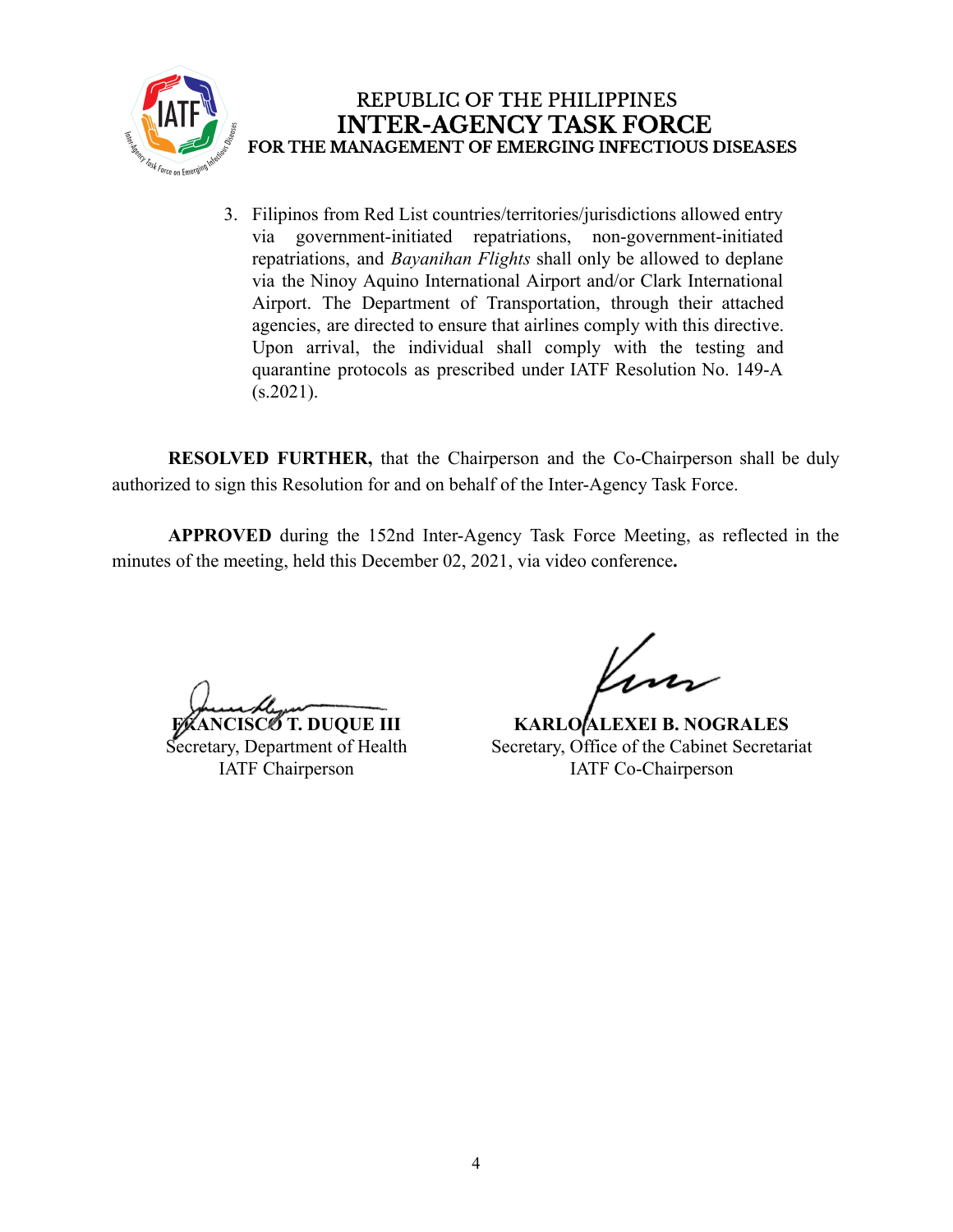3. Filipinos from Red List countries/territories/jurisdictions allowed entry via government-initiated repatriations, non-government-initiated repatriations, and *Bayanihan Flights* shall only be allowed to deplane via the Ninoy Aquino International Airport and/or Clark International Airport. The Department of Transportation, through their attached agencies, are directed to ensure that airlines comply with this directive. Upon arrival, the individual shall comply with the testing and quarantine protocols as prescribed under IATF Resolution No. 149-A (s.2021).

**RESOLVED FURTHER,** that the Chairperson and the Co-Chairperson shall be duly authorized to sign this Resolution for and on behalf of the Inter-Agency Task Force.

**APPROVED** during the 152nd Inter-Agency Task Force Meeting, as reflected in the minutes of the meeting, held this December 02, 2021, via video conference**.**

**FRANCISCO T. DUQUE III**
Secretary, Department of Health
IATF Chairperson

**KARLO ALEXEI B. NOGRALES**
Secretary, Office of the Cabinet Secretariat
IATF Co-Chairperson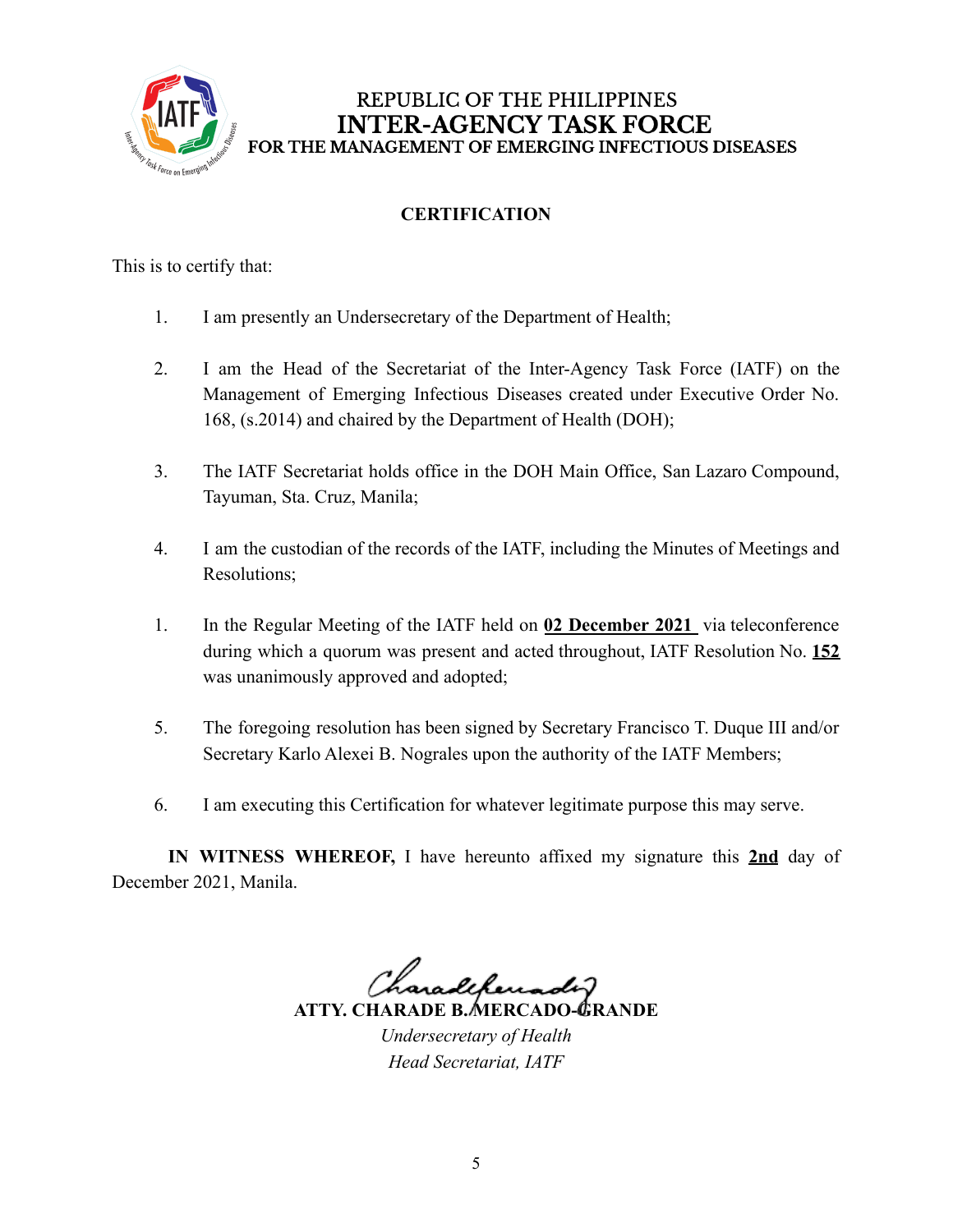REPUBLIC OF THE PHILIPPINES

**INTER-AGENCY TASK FORCE**

**FOR THE MANAGEMENT OF EMERGING INFECTIOUS DISEASES**

## CERTIFICATION

This is to certify that:

1. I am presently an Undersecretary of the Department of Health;

2. I am the Head of the Secretariat of the Inter-Agency Task Force (IATF) on the Management of Emerging Infectious Diseases created under Executive Order No. 168, (s.2014) and chaired by the Department of Health (DOH);

3. The IATF Secretariat holds office in the DOH Main Office, San Lazaro Compound, Tayuman, Sta. Cruz, Manila;

4. I am the custodian of the records of the IATF, including the Minutes of Meetings and Resolutions;

1. In the Regular Meeting of the IATF held on **02 December 2021** via teleconference during which a quorum was present and acted throughout, IATF Resolution No. **152** was unanimously approved and adopted;

5. The foregoing resolution has been signed by Secretary Francisco T. Duque III and/or Secretary Karlo Alexei B. Nograles upon the authority of the IATF Members;

6. I am executing this Certification for whatever legitimate purpose this may serve.

**IN WITNESS WHEREOF,** I have hereunto affixed my signature this **2nd** day of December 2021, Manila.

**ATTY. CHARADE B. MERCADO-GRANDE**

*Undersecretary of Health*

*Head Secretariat, IATF*